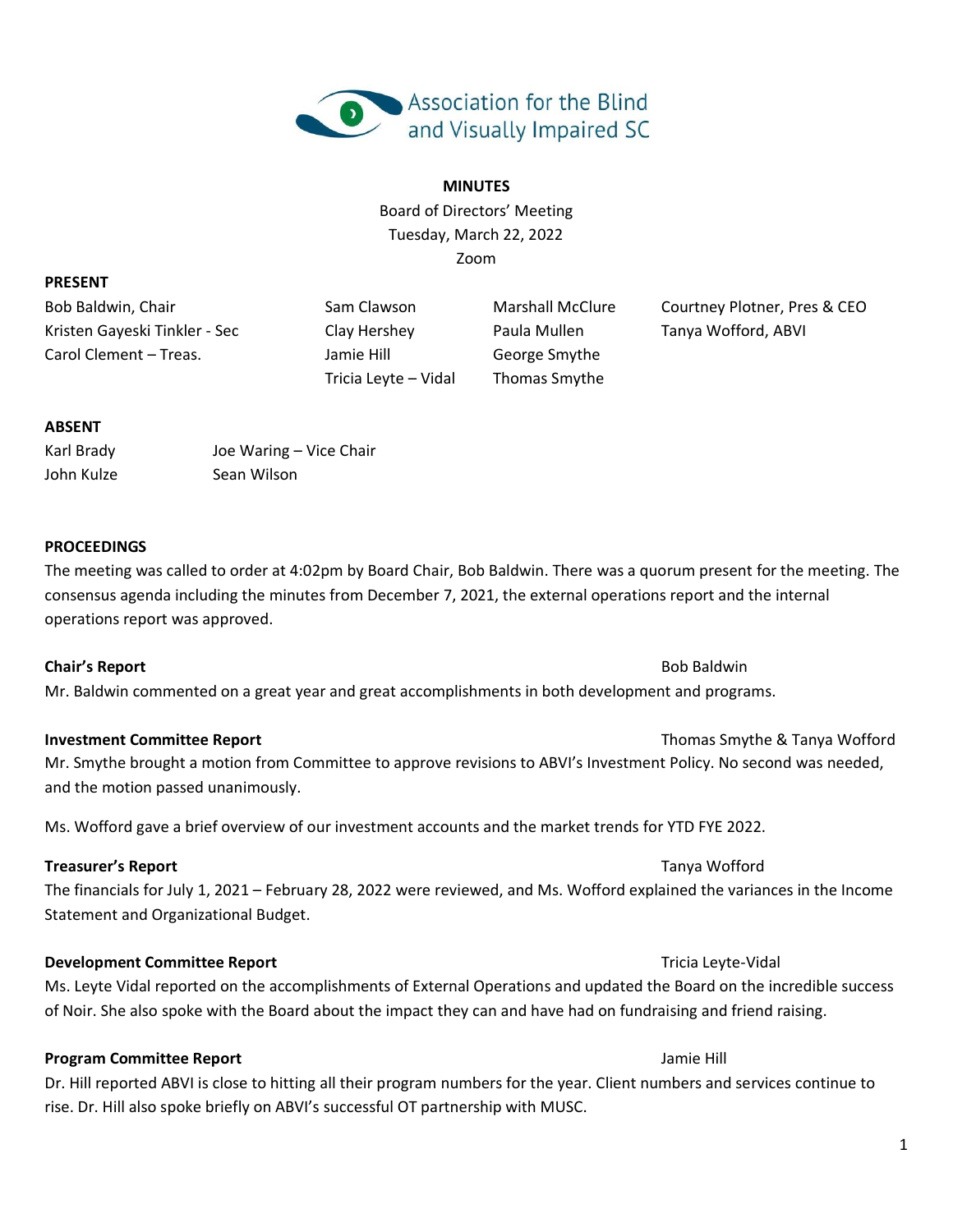Association for the Blind and Visually Impaired SC

**MINUTES**

Board of Directors' Meeting
Tuesday, March 22, 2022
Zoom

**PRESENT**

| | | | |
|---|---|---|---|
| Bob Baldwin, Chair | Sam Clawson | Marshall McClure | Courtney Plotner, Pres & CEO |
| Kristen Gayeski Tinkler - Sec | Clay Hershey | Paula Mullen | Tanya Wofford, ABVI |
| Carol Clement – Treas. | Jamie Hill | George Smythe | |
| | Tricia Leyte – Vidal | Thomas Smythe | |

**ABSENT**

| | |
|---|---|
| Karl Brady | Joe Waring – Vice Chair |
| John Kulze | Sean Wilson |

**PROCEEDINGS**

The meeting was called to order at 4:02pm by Board Chair, Bob Baldwin. There was a quorum present for the meeting. The consensus agenda including the minutes from December 7, 2021, the external operations report and the internal operations report was approved.

**Chair's Report** — Bob Baldwin

Mr. Baldwin commented on a great year and great accomplishments in both development and programs.

**Investment Committee Report** — Thomas Smythe & Tanya Wofford

Mr. Smythe brought a motion from Committee to approve revisions to ABVI's Investment Policy. No second was needed, and the motion passed unanimously.

Ms. Wofford gave a brief overview of our investment accounts and the market trends for YTD FYE 2022.

**Treasurer's Report** — Tanya Wofford

The financials for July 1, 2021 – February 28, 2022 were reviewed, and Ms. Wofford explained the variances in the Income Statement and Organizational Budget.

**Development Committee Report** — Tricia Leyte-Vidal

Ms. Leyte Vidal reported on the accomplishments of External Operations and updated the Board on the incredible success of Noir. She also spoke with the Board about the impact they can and have had on fundraising and friend raising.

**Program Committee Report** — Jamie Hill

Dr. Hill reported ABVI is close to hitting all their program numbers for the year. Client numbers and services continue to rise. Dr. Hill also spoke briefly on ABVI's successful OT partnership with MUSC.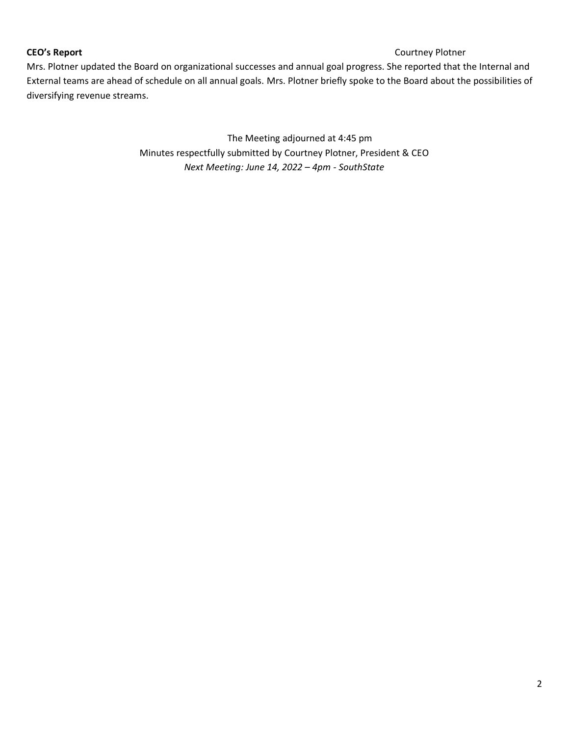**CEO's Report** Courtney Plotner

Mrs. Plotner updated the Board on organizational successes and annual goal progress. She reported that the Internal and External teams are ahead of schedule on all annual goals. Mrs. Plotner briefly spoke to the Board about the possibilities of diversifying revenue streams.

The Meeting adjourned at 4:45 pm

Minutes respectfully submitted by Courtney Plotner, President & CEO

*Next Meeting: June 14, 2022 – 4pm - SouthState*